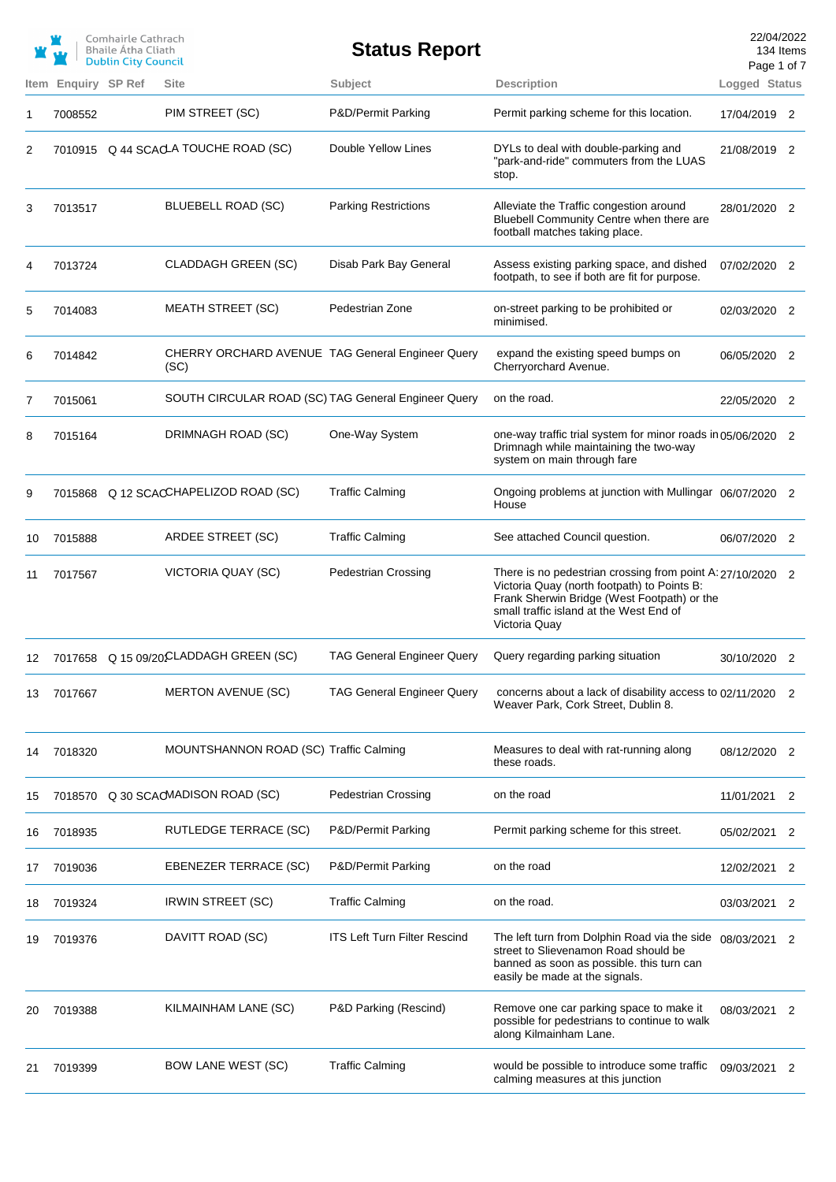Comhairle Cathrach Bhaile Átha Cliath
Dublin City Council

# Status Report

22/04/2022
134 Items

| Item | Enquiry | SP Ref | Site | Subject | Description | Logged | Status |
|---|---|---|---|---|---|---|---|
| 1 | 7008552 | | PIM STREET (SC) | P&D/Permit Parking | Permit parking scheme for this location. | 17/04/2019 | 2 |
| 2 | 7010915 | Q 44 SCAC | LA TOUCHE ROAD (SC) | Double Yellow Lines | DYLs to deal with double-parking and "park-and-ride" commuters from the LUAS stop. | 21/08/2019 | 2 |
| 3 | 7013517 | | BLUEBELL ROAD (SC) | Parking Restrictions | Alleviate the Traffic congestion around Bluebell Community Centre when there are football matches taking place. | 28/01/2020 | 2 |
| 4 | 7013724 | | CLADDAGH GREEN (SC) | Disab Park Bay General | Assess existing parking space, and dished footpath, to see if both are fit for purpose. | 07/02/2020 | 2 |
| 5 | 7014083 | | MEATH STREET (SC) | Pedestrian Zone | on-street parking to be prohibited or minimised. | 02/03/2020 | 2 |
| 6 | 7014842 | | CHERRY ORCHARD AVENUE (SC) | TAG General Engineer Query | expand the existing speed bumps on Cherryorchard Avenue. | 06/05/2020 | 2 |
| 7 | 7015061 | | SOUTH CIRCULAR ROAD (SC) | TAG General Engineer Query | on the road. | 22/05/2020 | 2 |
| 8 | 7015164 | | DRIMNAGH ROAD (SC) | One-Way System | one-way traffic trial system for minor roads in Drimnagh while maintaining the two-way system on main through fare | 05/06/2020 | 2 |
| 9 | 7015868 | Q 12 SCAC | CHAPELIZOD ROAD (SC) | Traffic Calming | Ongoing problems at junction with Mullingar House | 06/07/2020 | 2 |
| 10 | 7015888 | | ARDEE STREET (SC) | Traffic Calming | See attached Council question. | 06/07/2020 | 2 |
| 11 | 7017567 | | VICTORIA QUAY (SC) | Pedestrian Crossing | There is no pedestrian crossing from point A: Victoria Quay (north footpath) to Points B: Frank Sherwin Bridge (West Footpath) or the small traffic island at the West End of Victoria Quay | 27/10/2020 | 2 |
| 12 | 7017658 | Q 15 09/20 | CLADDAGH GREEN (SC) | TAG General Engineer Query | Query regarding parking situation | 30/10/2020 | 2 |
| 13 | 7017667 | | MERTON AVENUE (SC) | TAG General Engineer Query | concerns about a lack of disability access to Weaver Park, Cork Street, Dublin 8. | 02/11/2020 | 2 |
| 14 | 7018320 | | MOUNTSHANNON ROAD (SC) | Traffic Calming | Measures to deal with rat-running along these roads. | 08/12/2020 | 2 |
| 15 | 7018570 | Q 30 SCAC | MADISON ROAD (SC) | Pedestrian Crossing | on the road | 11/01/2021 | 2 |
| 16 | 7018935 | | RUTLEDGE TERRACE (SC) | P&D/Permit Parking | Permit parking scheme for this street. | 05/02/2021 | 2 |
| 17 | 7019036 | | EBENEZER TERRACE (SC) | P&D/Permit Parking | on the road | 12/02/2021 | 2 |
| 18 | 7019324 | | IRWIN STREET (SC) | Traffic Calming | on the road. | 03/03/2021 | 2 |
| 19 | 7019376 | | DAVITT ROAD (SC) | ITS Left Turn Filter Rescind | The left turn from Dolphin Road via the side street to Slievenamon Road should be banned as soon as possible. this turn can easily be made at the signals. | 08/03/2021 | 2 |
| 20 | 7019388 | | KILMAINHAM LANE (SC) | P&D Parking (Rescind) | Remove one car parking space to make it possible for pedestrians to continue to walk along Kilmainham Lane. | 08/03/2021 | 2 |
| 21 | 7019399 | | BOW LANE WEST (SC) | Traffic Calming | would be possible to introduce some traffic calming measures at this junction | 09/03/2021 | 2 |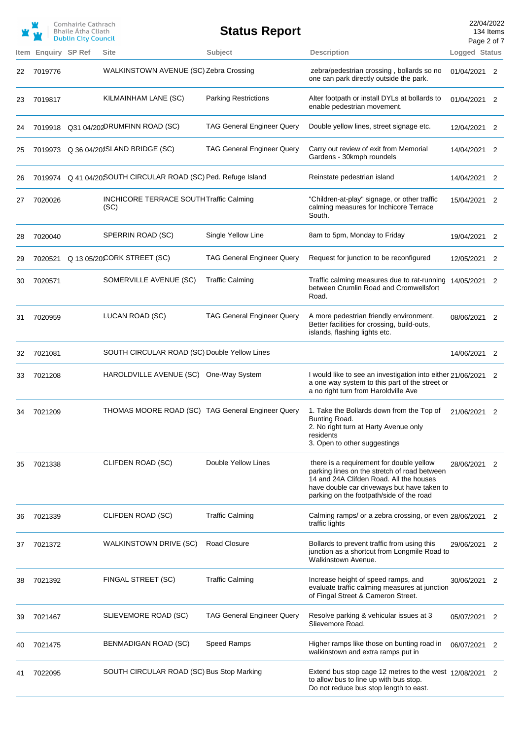# Status Report

22/04/2022
134 Items

| Item | Enquiry | SP Ref | Site | Subject | Description | Logged | Status |
|---|---|---|---|---|---|---|---|
| 22 | 7019776 | | WALKINSTOWN AVENUE (SC) | Zebra Crossing | zebra/pedestrian crossing , bollards so no one can park directly outside the park. | 01/04/2021 | 2 |
| 23 | 7019817 | | KILMAINHAM LANE (SC) | Parking Restrictions | Alter footpath or install DYLs at bollards to enable pedestrian movement. | 01/04/2021 | 2 |
| 24 | 7019918 | Q31 04/202 | DRUMFINN ROAD (SC) | TAG General Engineer Query | Double yellow lines, street signage etc. | 12/04/2021 | 2 |
| 25 | 7019973 | Q 36 04/20 | ISLAND BRIDGE (SC) | TAG General Engineer Query | Carry out review of exit from Memorial Gardens - 30kmph roundels | 14/04/2021 | 2 |
| 26 | 7019974 | Q 41 04/20 | SOUTH CIRCULAR ROAD (SC) | Ped. Refuge Island | Reinstate pedestrian island | 14/04/2021 | 2 |
| 27 | 7020026 | | INCHICORE TERRACE SOUTH (SC) | Traffic Calming | "Children-at-play" signage, or other traffic calming measures for Inchicore Terrace South. | 15/04/2021 | 2 |
| 28 | 7020040 | | SPERRIN ROAD (SC) | Single Yellow Line | 8am to 5pm, Monday to Friday | 19/04/2021 | 2 |
| 29 | 7020521 | Q 13 05/20 | CORK STREET (SC) | TAG General Engineer Query | Request for junction to be reconfigured | 12/05/2021 | 2 |
| 30 | 7020571 | | SOMERVILLE AVENUE (SC) | Traffic Calming | Traffic calming measures due to rat-running between Crumlin Road and Cromwellsfort Road. | 14/05/2021 | 2 |
| 31 | 7020959 | | LUCAN ROAD (SC) | TAG General Engineer Query | A more pedestrian friendly environment. Better facilities for crossing, build-outs, islands, flashing lights etc. | 08/06/2021 | 2 |
| 32 | 7021081 | | SOUTH CIRCULAR ROAD (SC) | Double Yellow Lines | | 14/06/2021 | 2 |
| 33 | 7021208 | | HAROLDVILLE AVENUE (SC) | One-Way System | I would like to see an investigation into either a one way system to this part of the street or a no right turn from Haroldville Ave | 21/06/2021 | 2 |
| 34 | 7021209 | | THOMAS MOORE ROAD (SC) | TAG General Engineer Query | 1. Take the Bollards down from the Top of Bunting Road.<br>2. No right turn at Harty Avenue only residents<br>3. Open to other suggestings | 21/06/2021 | 2 |
| 35 | 7021338 | | CLIFDEN ROAD (SC) | Double Yellow Lines | there is a requirement for double yellow parking lines on the stretch of road between 14 and 24A Clifden Road. All the houses have double car driveways but have taken to parking on the footpath/side of the road | 28/06/2021 | 2 |
| 36 | 7021339 | | CLIFDEN ROAD (SC) | Traffic Calming | Calming ramps/ or a zebra crossing, or even traffic lights | 28/06/2021 | 2 |
| 37 | 7021372 | | WALKINSTOWN DRIVE (SC) | Road Closure | Bollards to prevent traffic from using this junction as a shortcut from Longmile Road to Walkinstown Avenue. | 29/06/2021 | 2 |
| 38 | 7021392 | | FINGAL STREET (SC) | Traffic Calming | Increase height of speed ramps, and evaluate traffic calming measures at junction of Fingal Street & Cameron Street. | 30/06/2021 | 2 |
| 39 | 7021467 | | SLIEVEMORE ROAD (SC) | TAG General Engineer Query | Resolve parking & vehicular issues at 3 Slievemore Road. | 05/07/2021 | 2 |
| 40 | 7021475 | | BENMADIGAN ROAD (SC) | Speed Ramps | Higher ramps like those on bunting road in walkinstown and extra ramps put in | 06/07/2021 | 2 |
| 41 | 7022095 | | SOUTH CIRCULAR ROAD (SC) | Bus Stop Marking | Extend bus stop cage 12 metres to the west to allow bus to line up with bus stop.<br>Do not reduce bus stop length to east. | 12/08/2021 | 2 |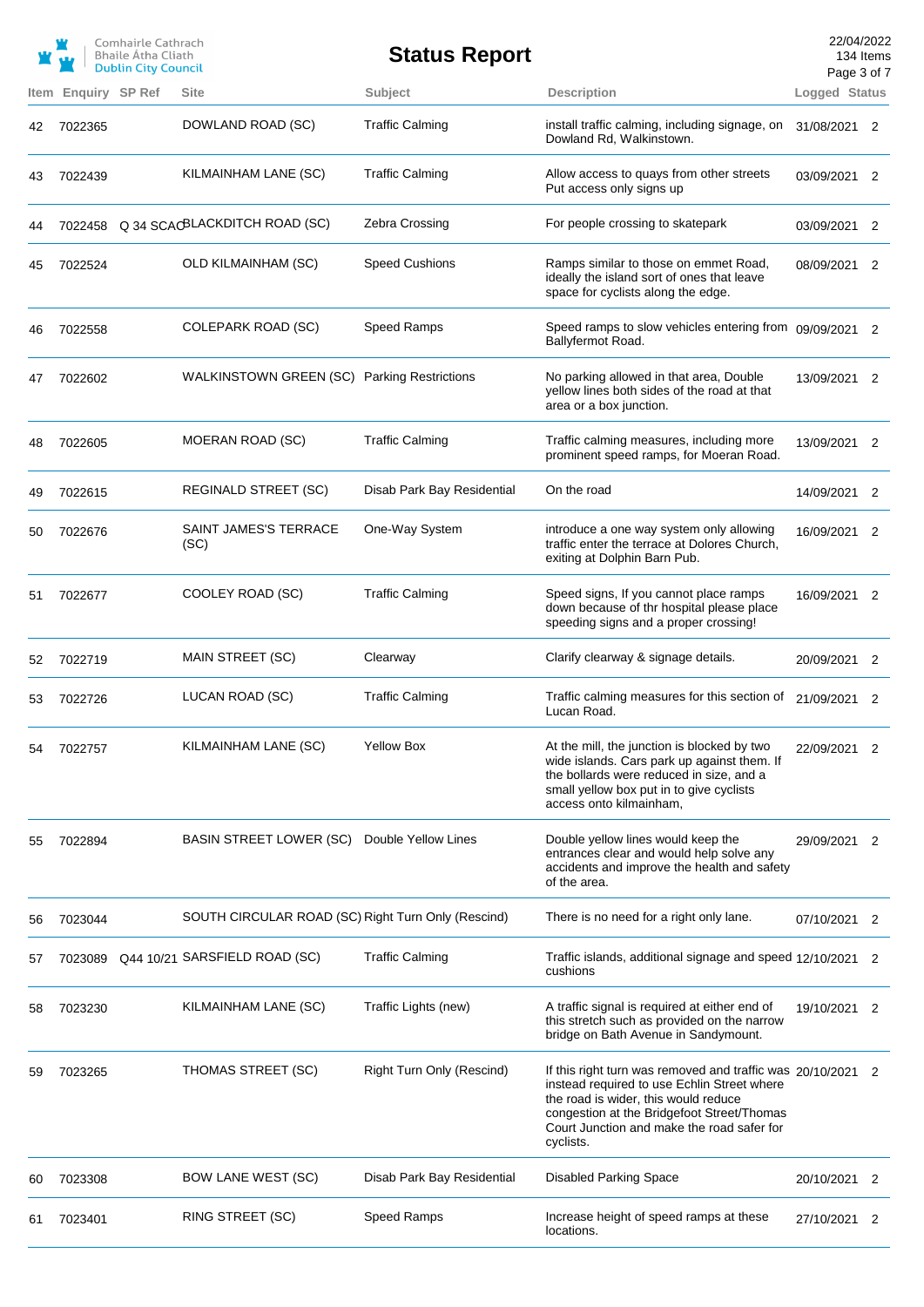| Item | Enquiry | SP Ref | Site | Subject | Description | Logged | Status |
|---|---|---|---|---|---|---|---|
| 42 | 7022365 | | DOWLAND ROAD (SC) | Traffic Calming | install traffic calming, including signage, on Dowland Rd, Walkinstown. | 31/08/2021 | 2 |
| 43 | 7022439 | | KILMAINHAM LANE (SC) | Traffic Calming | Allow access to quays from other streets Put access only signs up | 03/09/2021 | 2 |
| 44 | 7022458 | Q 34 SCAC | BLACKDITCH ROAD (SC) | Zebra Crossing | For people crossing to skatepark | 03/09/2021 | 2 |
| 45 | 7022524 | | OLD KILMAINHAM (SC) | Speed Cushions | Ramps similar to those on emmet Road, ideally the island sort of ones that leave space for cyclists along the edge. | 08/09/2021 | 2 |
| 46 | 7022558 | | COLEPARK ROAD (SC) | Speed Ramps | Speed ramps to slow vehicles entering from Ballyfermot Road. | 09/09/2021 | 2 |
| 47 | 7022602 | | WALKINSTOWN GREEN (SC) | Parking Restrictions | No parking allowed in that area, Double yellow lines both sides of the road at that area or a box junction. | 13/09/2021 | 2 |
| 48 | 7022605 | | MOERAN ROAD (SC) | Traffic Calming | Traffic calming measures, including more prominent speed ramps, for Moeran Road. | 13/09/2021 | 2 |
| 49 | 7022615 | | REGINALD STREET (SC) | Disab Park Bay Residential | On the road | 14/09/2021 | 2 |
| 50 | 7022676 | | SAINT JAMES'S TERRACE (SC) | One-Way System | introduce a one way system only allowing traffic enter the terrace at Dolores Church, exiting at Dolphin Barn Pub. | 16/09/2021 | 2 |
| 51 | 7022677 | | COOLEY ROAD (SC) | Traffic Calming | Speed signs, If you cannot place ramps down because of thr hospital please place speeding signs and a proper crossing! | 16/09/2021 | 2 |
| 52 | 7022719 | | MAIN STREET (SC) | Clearway | Clarify clearway & signage details. | 20/09/2021 | 2 |
| 53 | 7022726 | | LUCAN ROAD (SC) | Traffic Calming | Traffic calming measures for this section of Lucan Road. | 21/09/2021 | 2 |
| 54 | 7022757 | | KILMAINHAM LANE (SC) | Yellow Box | At the mill, the junction is blocked by two wide islands. Cars park up against them. If the bollards were reduced in size, and a small yellow box put in to give cyclists access onto kilmainham, | 22/09/2021 | 2 |
| 55 | 7022894 | | BASIN STREET LOWER (SC) | Double Yellow Lines | Double yellow lines would keep the entrances clear and would help solve any accidents and improve the health and safety of the area. | 29/09/2021 | 2 |
| 56 | 7023044 | | SOUTH CIRCULAR ROAD (SC) | Right Turn Only (Rescind) | There is no need for a right only lane. | 07/10/2021 | 2 |
| 57 | 7023089 | Q44 10/21 | SARSFIELD ROAD (SC) | Traffic Calming | Traffic islands, additional signage and speed cushions | 12/10/2021 | 2 |
| 58 | 7023230 | | KILMAINHAM LANE (SC) | Traffic Lights (new) | A traffic signal is required at either end of this stretch such as provided on the narrow bridge on Bath Avenue in Sandymount. | 19/10/2021 | 2 |
| 59 | 7023265 | | THOMAS STREET (SC) | Right Turn Only (Rescind) | If this right turn was removed and traffic was instead required to use Echlin Street where the road is wider, this would reduce congestion at the Bridgefoot Street/Thomas Court Junction and make the road safer for cyclists. | 20/10/2021 | 2 |
| 60 | 7023308 | | BOW LANE WEST (SC) | Disab Park Bay Residential | Disabled Parking Space | 20/10/2021 | 2 |
| 61 | 7023401 | | RING STREET (SC) | Speed Ramps | Increase height of speed ramps at these locations. | 27/10/2021 | 2 |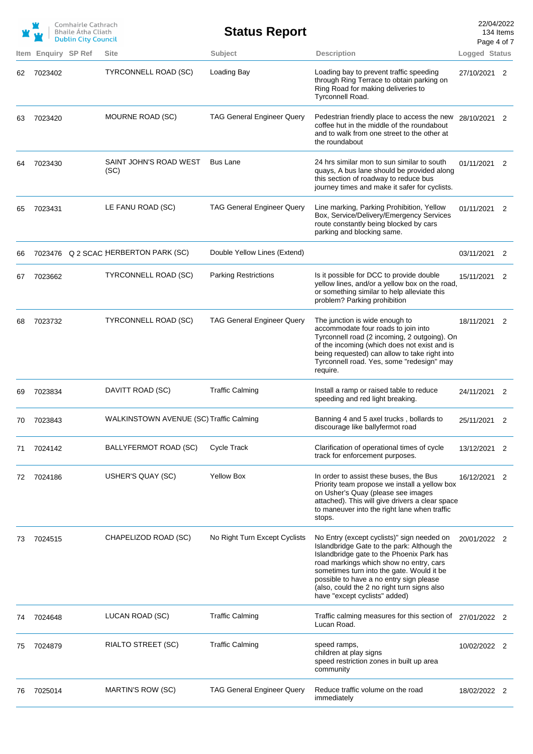| Item | Enquiry | SP Ref | Site | Subject | Description | Logged | Status |
|---|---|---|---|---|---|---|---|
| 62 | 7023402 | | TYRCONNELL ROAD (SC) | Loading Bay | Loading bay to prevent traffic speeding through Ring Terrace to obtain parking on Ring Road for making deliveries to Tyrconnell Road. | 27/10/2021 | 2 |
| 63 | 7023420 | | MOURNE ROAD (SC) | TAG General Engineer Query | Pedestrian friendly place to access the new coffee hut in the middle of the roundabout and to walk from one street to the other at the roundabout | 28/10/2021 | 2 |
| 64 | 7023430 | | SAINT JOHN'S ROAD WEST (SC) | Bus Lane | 24 hrs similar mon to sun similar to south quays, A bus lane should be provided along this section of roadway to reduce bus journey times and make it safer for cyclists. | 01/11/2021 | 2 |
| 65 | 7023431 | | LE FANU ROAD (SC) | TAG General Engineer Query | Line marking, Parking Prohibition, Yellow Box, Service/Delivery/Emergency Services route constantly being blocked by cars parking and blocking same. | 01/11/2021 | 2 |
| 66 | 7023476 | Q 2 SCAC | HERBERTON PARK (SC) | Double Yellow Lines (Extend) | | 03/11/2021 | 2 |
| 67 | 7023662 | | TYRCONNELL ROAD (SC) | Parking Restrictions | Is it possible for DCC to provide double yellow lines, and/or a yellow box on the road, or something similar to help alleviate this problem? Parking prohibition | 15/11/2021 | 2 |
| 68 | 7023732 | | TYRCONNELL ROAD (SC) | TAG General Engineer Query | The junction is wide enough to accommodate four roads to join into Tyrconnell road (2 incoming, 2 outgoing). On of the incoming (which does not exist and is being requested) can allow to take right into Tyrconnell road. Yes, some "redesign" may require. | 18/11/2021 | 2 |
| 69 | 7023834 | | DAVITT ROAD (SC) | Traffic Calming | Install a ramp or raised table to reduce speeding and red light breaking. | 24/11/2021 | 2 |
| 70 | 7023843 | | WALKINSTOWN AVENUE (SC) | Traffic Calming | Banning 4 and 5 axel trucks , bollards to discourage like ballyfermot road | 25/11/2021 | 2 |
| 71 | 7024142 | | BALLYFERMOT ROAD (SC) | Cycle Track | Clarification of operational times of cycle track for enforcement purposes. | 13/12/2021 | 2 |
| 72 | 7024186 | | USHER'S QUAY (SC) | Yellow Box | In order to assist these buses, the Bus Priority team propose we install a yellow box on Usher's Quay (please see images attached). This will give drivers a clear space to maneuver into the right lane when traffic stops. | 16/12/2021 | 2 |
| 73 | 7024515 | | CHAPELIZOD ROAD (SC) | No Right Turn Except Cyclists | No Entry (except cyclists)" sign needed on Islandbridge Gate to the park: Although the Islandbridge gate to the Phoenix Park has road markings which show no entry, cars sometimes turn into the gate. Would it be possible to have a no entry sign please (also, could the 2 no right turn signs also have "except cyclists" added) | 20/01/2022 | 2 |
| 74 | 7024648 | | LUCAN ROAD (SC) | Traffic Calming | Traffic calming measures for this section of Lucan Road. | 27/01/2022 | 2 |
| 75 | 7024879 | | RIALTO STREET (SC) | Traffic Calming | speed ramps,<br>children at play signs<br>speed restriction zones in built up area community | 10/02/2022 | 2 |
| 76 | 7025014 | | MARTIN'S ROW (SC) | TAG General Engineer Query | Reduce traffic volume on the road immediately | 18/02/2022 | 2 |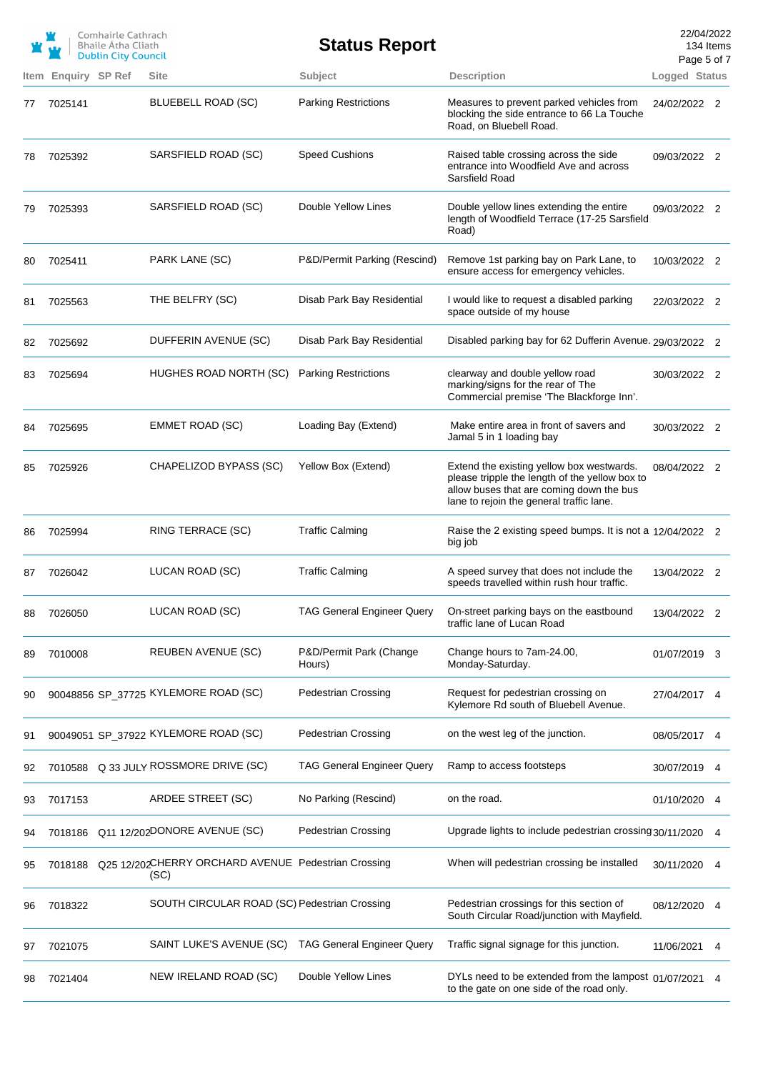# Status Report

Comhairle Cathrach Bhaile Átha Cliath
Dublin City Council

22/04/2022
134 Items

| Item | Enquiry | SP Ref | Site | Subject | Description | Logged | Status |
|---|---|---|---|---|---|---|---|
| 77 | 7025141 | | BLUEBELL ROAD (SC) | Parking Restrictions | Measures to prevent parked vehicles from blocking the side entrance to 66 La Touche Road, on Bluebell Road. | 24/02/2022 | 2 |
| 78 | 7025392 | | SARSFIELD ROAD (SC) | Speed Cushions | Raised table crossing across the side entrance into Woodfield Ave and across Sarsfield Road | 09/03/2022 | 2 |
| 79 | 7025393 | | SARSFIELD ROAD (SC) | Double Yellow Lines | Double yellow lines extending the entire length of Woodfield Terrace (17-25 Sarsfield Road) | 09/03/2022 | 2 |
| 80 | 7025411 | | PARK LANE (SC) | P&D/Permit Parking (Rescind) | Remove 1st parking bay on Park Lane, to ensure access for emergency vehicles. | 10/03/2022 | 2 |
| 81 | 7025563 | | THE BELFRY (SC) | Disab Park Bay Residential | I would like to request a disabled parking space outside of my house | 22/03/2022 | 2 |
| 82 | 7025692 | | DUFFERIN AVENUE (SC) | Disab Park Bay Residential | Disabled parking bay for 62 Dufferin Avenue. | 29/03/2022 | 2 |
| 83 | 7025694 | | HUGHES ROAD NORTH (SC) | Parking Restrictions | clearway and double yellow road marking/signs for the rear of The Commercial premise 'The Blackforge Inn'. | 30/03/2022 | 2 |
| 84 | 7025695 | | EMMET ROAD (SC) | Loading Bay (Extend) | Make entire area in front of savers and Jamal 5 in 1 loading bay | 30/03/2022 | 2 |
| 85 | 7025926 | | CHAPELIZOD BYPASS (SC) | Yellow Box (Extend) | Extend the existing yellow box westwards. please tripple the length of the yellow box to allow buses that are coming down the bus lane to rejoin the general traffic lane. | 08/04/2022 | 2 |
| 86 | 7025994 | | RING TERRACE (SC) | Traffic Calming | Raise the 2 existing speed bumps. It is not a big job | 12/04/2022 | 2 |
| 87 | 7026042 | | LUCAN ROAD (SC) | Traffic Calming | A speed survey that does not include the speeds travelled within rush hour traffic. | 13/04/2022 | 2 |
| 88 | 7026050 | | LUCAN ROAD (SC) | TAG General Engineer Query | On-street parking bays on the eastbound traffic lane of Lucan Road | 13/04/2022 | 2 |
| 89 | 7010008 | | REUBEN AVENUE (SC) | P&D/Permit Park (Change Hours) | Change hours to 7am-24.00, Monday-Saturday. | 01/07/2019 | 3 |
| 90 | 90048856 | SP_37725 | KYLEMORE ROAD (SC) | Pedestrian Crossing | Request for pedestrian crossing on Kylemore Rd south of Bluebell Avenue. | 27/04/2017 | 4 |
| 91 | 90049051 | SP_37922 | KYLEMORE ROAD (SC) | Pedestrian Crossing | on the west leg of the junction. | 08/05/2017 | 4 |
| 92 | 7010588 | Q 33 JULY | ROSSMORE DRIVE (SC) | TAG General Engineer Query | Ramp to access footsteps | 30/07/2019 | 4 |
| 93 | 7017153 | | ARDEE STREET (SC) | No Parking (Rescind) | on the road. | 01/10/2020 | 4 |
| 94 | 7018186 | Q11 12/202 | DONORE AVENUE (SC) | Pedestrian Crossing | Upgrade lights to include pedestrian crossing | 30/11/2020 | 4 |
| 95 | 7018188 | Q25 12/202 | CHERRY ORCHARD AVENUE (SC) | Pedestrian Crossing | When will pedestrian crossing be installed | 30/11/2020 | 4 |
| 96 | 7018322 | | SOUTH CIRCULAR ROAD (SC) | Pedestrian Crossing | Pedestrian crossings for this section of South Circular Road/junction with Mayfield. | 08/12/2020 | 4 |
| 97 | 7021075 | | SAINT LUKE'S AVENUE (SC) | TAG General Engineer Query | Traffic signal signage for this junction. | 11/06/2021 | 4 |
| 98 | 7021404 | | NEW IRELAND ROAD (SC) | Double Yellow Lines | DYLs need to be extended from the lampost to the gate on one side of the road only. | 01/07/2021 | 4 |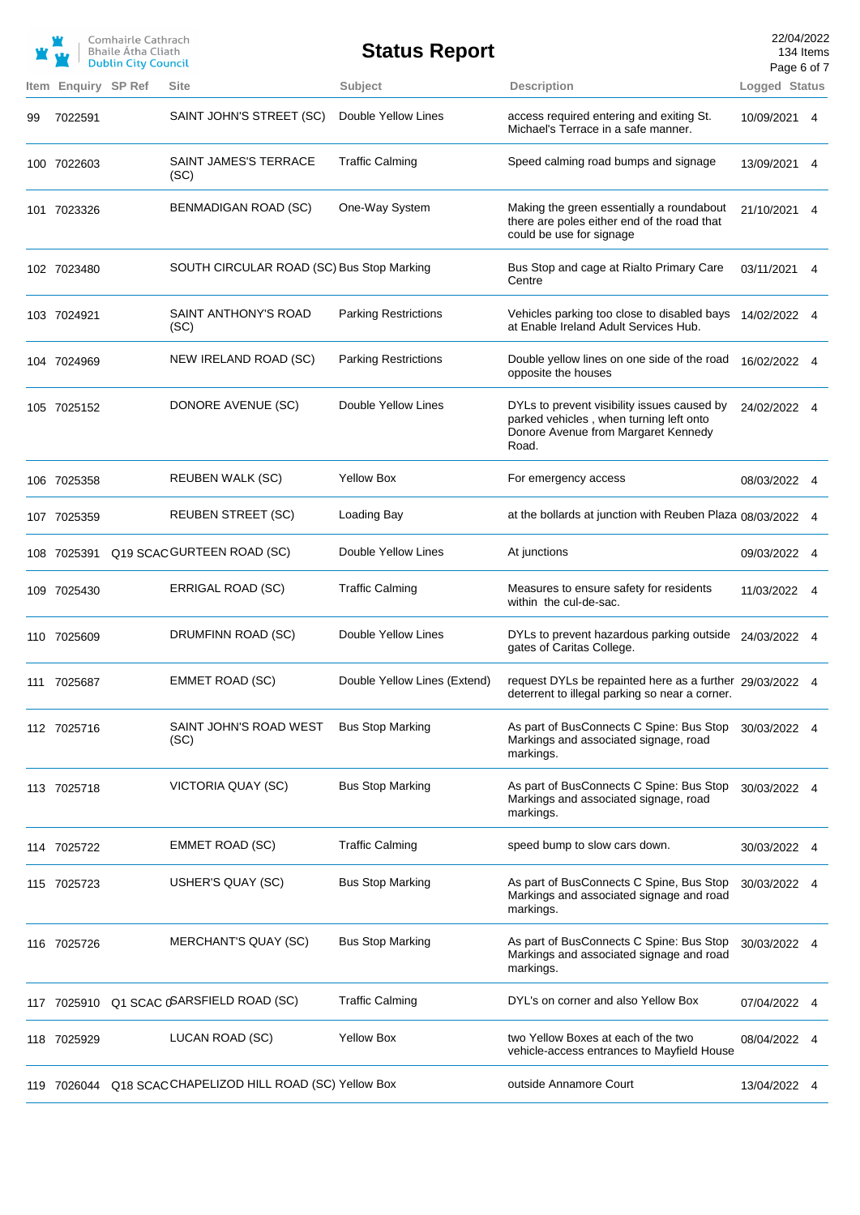# Status Report

Comhairle Cathrach Bhaile Átha Cliath
Dublin City Council

22/04/2022
134 Items

| Item | Enquiry | SP Ref | Site | Subject | Description | Logged | Status |
|---|---|---|---|---|---|---|---|
| 99 | 7022591 | | SAINT JOHN'S STREET (SC) | Double Yellow Lines | access required entering and exiting St. Michael's Terrace in a safe manner. | 10/09/2021 | 4 |
| 100 | 7022603 | | SAINT JAMES'S TERRACE (SC) | Traffic Calming | Speed calming road bumps and signage | 13/09/2021 | 4 |
| 101 | 7023326 | | BENMADIGAN ROAD (SC) | One-Way System | Making the green essentially a roundabout there are poles either end of the road that could be use for signage | 21/10/2021 | 4 |
| 102 | 7023480 | | SOUTH CIRCULAR ROAD (SC) | Bus Stop Marking | Bus Stop and cage at Rialto Primary Care Centre | 03/11/2021 | 4 |
| 103 | 7024921 | | SAINT ANTHONY'S ROAD (SC) | Parking Restrictions | Vehicles parking too close to disabled bays at Enable Ireland Adult Services Hub. | 14/02/2022 | 4 |
| 104 | 7024969 | | NEW IRELAND ROAD (SC) | Parking Restrictions | Double yellow lines on one side of the road opposite the houses | 16/02/2022 | 4 |
| 105 | 7025152 | | DONORE AVENUE (SC) | Double Yellow Lines | DYLs to prevent visibility issues caused by parked vehicles , when turning left onto Donore Avenue from Margaret Kennedy Road. | 24/02/2022 | 4 |
| 106 | 7025358 | | REUBEN WALK (SC) | Yellow Box | For emergency access | 08/03/2022 | 4 |
| 107 | 7025359 | | REUBEN STREET (SC) | Loading Bay | at the bollards at junction with Reuben Plaza | 08/03/2022 | 4 |
| 108 | 7025391 | Q19 SCAC | GURTEEN ROAD (SC) | Double Yellow Lines | At junctions | 09/03/2022 | 4 |
| 109 | 7025430 | | ERRIGAL ROAD (SC) | Traffic Calming | Measures to ensure safety for residents within the cul-de-sac. | 11/03/2022 | 4 |
| 110 | 7025609 | | DRUMFINN ROAD (SC) | Double Yellow Lines | DYLs to prevent hazardous parking outside gates of Caritas College. | 24/03/2022 | 4 |
| 111 | 7025687 | | EMMET ROAD (SC) | Double Yellow Lines (Extend) | request DYLs be repainted here as a further deterrent to illegal parking so near a corner. | 29/03/2022 | 4 |
| 112 | 7025716 | | SAINT JOHN'S ROAD WEST (SC) | Bus Stop Marking | As part of BusConnects C Spine: Bus Stop Markings and associated signage, road markings. | 30/03/2022 | 4 |
| 113 | 7025718 | | VICTORIA QUAY (SC) | Bus Stop Marking | As part of BusConnects C Spine: Bus Stop Markings and associated signage, road markings. | 30/03/2022 | 4 |
| 114 | 7025722 | | EMMET ROAD (SC) | Traffic Calming | speed bump to slow cars down. | 30/03/2022 | 4 |
| 115 | 7025723 | | USHER'S QUAY (SC) | Bus Stop Marking | As part of BusConnects C Spine, Bus Stop Markings and associated signage and road markings. | 30/03/2022 | 4 |
| 116 | 7025726 | | MERCHANT'S QUAY (SC) | Bus Stop Marking | As part of BusConnects C Spine: Bus Stop Markings and associated signage and road markings. | 30/03/2022 | 4 |
| 117 | 7025910 | Q1 SCAC 0 | SARSFIELD ROAD (SC) | Traffic Calming | DYL's on corner and also Yellow Box | 07/04/2022 | 4 |
| 118 | 7025929 | | LUCAN ROAD (SC) | Yellow Box | two Yellow Boxes at each of the two vehicle-access entrances to Mayfield House | 08/04/2022 | 4 |
| 119 | 7026044 | Q18 SCAC | CHAPELIZOD HILL ROAD (SC) | Yellow Box | outside Annamore Court | 13/04/2022 | 4 |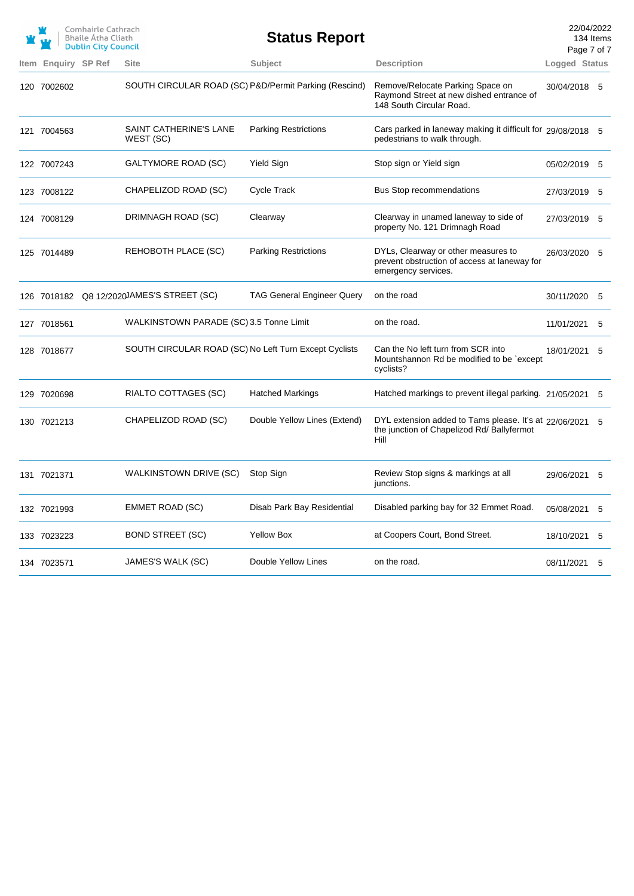# Status Report

Comhairle Cathrach Bhaile Átha Cliath
Dublin City Council

22/04/2022
134 Items

| Item | Enquiry | SP Ref | Site | Subject | Description | Logged | Status |
|---|---|---|---|---|---|---|---|
| 120 | 7002602 | | SOUTH CIRCULAR ROAD (SC) | P&D/Permit Parking (Rescind) | Remove/Relocate Parking Space on Raymond Street at new dished entrance of 148 South Circular Road. | 30/04/2018 | 5 |
| 121 | 7004563 | | SAINT CATHERINE'S LANE WEST (SC) | Parking Restrictions | Cars parked in laneway making it difficult for pedestrians to walk through. | 29/08/2018 | 5 |
| 122 | 7007243 | | GALTYMORE ROAD (SC) | Yield Sign | Stop sign or Yield sign | 05/02/2019 | 5 |
| 123 | 7008122 | | CHAPELIZOD ROAD (SC) | Cycle Track | Bus Stop recommendations | 27/03/2019 | 5 |
| 124 | 7008129 | | DRIMNAGH ROAD (SC) | Clearway | Clearway in unamed laneway to side of property No. 121 Drimnagh Road | 27/03/2019 | 5 |
| 125 | 7014489 | | REHOBOTH PLACE (SC) | Parking Restrictions | DYLs, Clearway or other measures to prevent obstruction of access at laneway for emergency services. | 26/03/2020 | 5 |
| 126 | 7018182 | Q8 12/2020 | JAMES'S STREET (SC) | TAG General Engineer Query | on the road | 30/11/2020 | 5 |
| 127 | 7018561 | | WALKINSTOWN PARADE (SC) | 3.5 Tonne Limit | on the road. | 11/01/2021 | 5 |
| 128 | 7018677 | | SOUTH CIRCULAR ROAD (SC) | No Left Turn Except Cyclists | Can the No left turn from SCR into Mountshannon Rd be modified to be `except cyclists? | 18/01/2021 | 5 |
| 129 | 7020698 | | RIALTO COTTAGES (SC) | Hatched Markings | Hatched markings to prevent illegal parking. | 21/05/2021 | 5 |
| 130 | 7021213 | | CHAPELIZOD ROAD (SC) | Double Yellow Lines (Extend) | DYL extension added to Tams please. It's at the junction of Chapelizod Rd/ Ballyfermot Hill | 22/06/2021 | 5 |
| 131 | 7021371 | | WALKINSTOWN DRIVE (SC) | Stop Sign | Review Stop signs & markings at all junctions. | 29/06/2021 | 5 |
| 132 | 7021993 | | EMMET ROAD (SC) | Disab Park Bay Residential | Disabled parking bay for 32 Emmet Road. | 05/08/2021 | 5 |
| 133 | 7023223 | | BOND STREET (SC) | Yellow Box | at Coopers Court, Bond Street. | 18/10/2021 | 5 |
| 134 | 7023571 | | JAMES'S WALK (SC) | Double Yellow Lines | on the road. | 08/11/2021 | 5 |